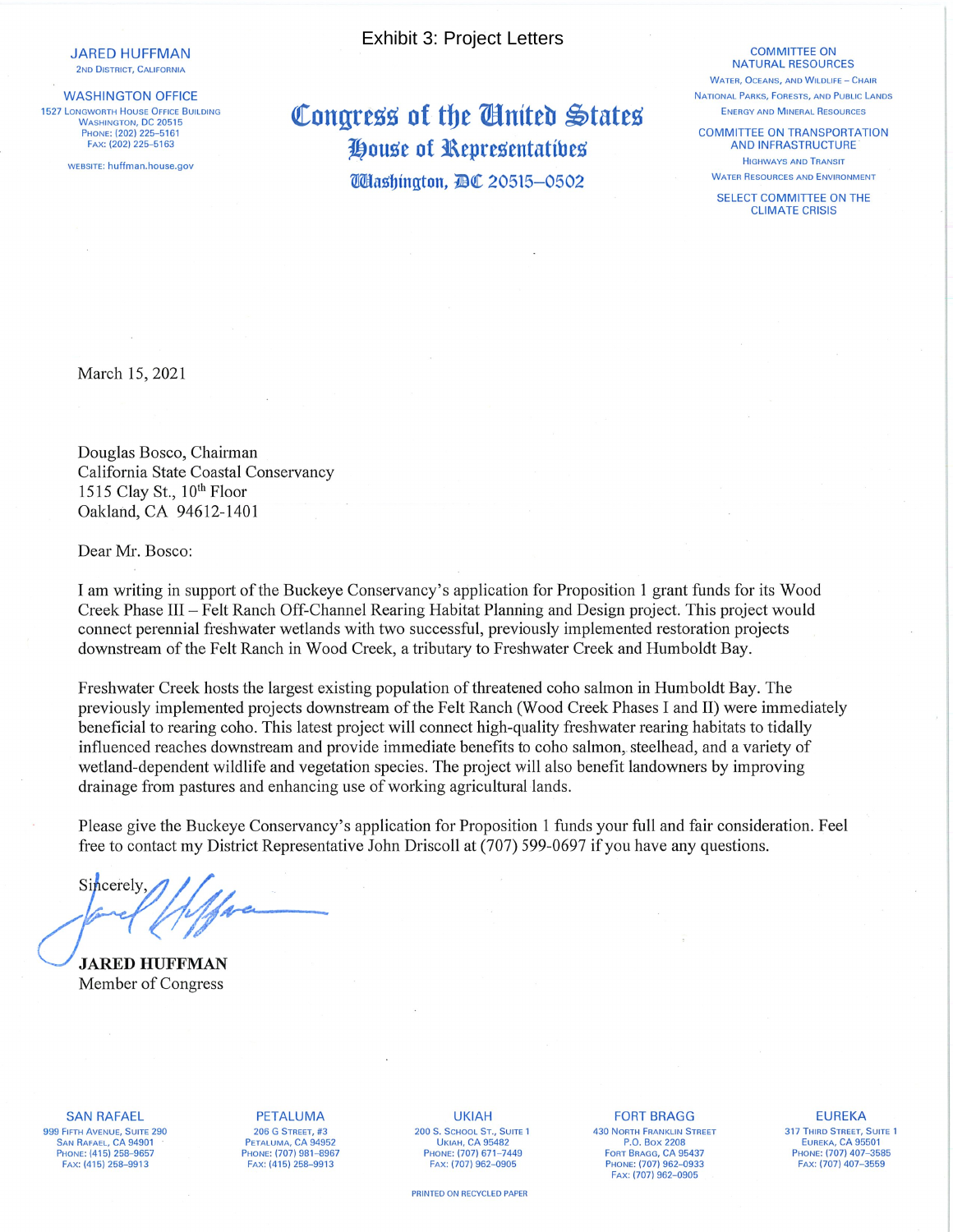Exhibit 3: Project Letters

JARED HUFFMAN
2ND DISTRICT, CALIFORNIA

WASHINGTON OFFICE
1527 LONGWORTH HOUSE OFFICE BUILDING
WASHINGTON, DC 20515
PHONE: (202) 225-5161
FAX: (202) 225-5163

WEBSITE: huffman.house.gov

# Congress of the United States
## House of Representatives
### Washington, DC 20515–0502

COMMITTEE ON NATURAL RESOURCES
WATER, OCEANS, AND WILDLIFE – CHAIR
NATIONAL PARKS, FORESTS, AND PUBLIC LANDS
ENERGY AND MINERAL RESOURCES

COMMITTEE ON TRANSPORTATION AND INFRASTRUCTURE
HIGHWAYS AND TRANSIT
WATER RESOURCES AND ENVIRONMENT

SELECT COMMITTEE ON THE CLIMATE CRISIS

March 15, 2021

Douglas Bosco, Chairman
California State Coastal Conservancy
1515 Clay St., 10th Floor
Oakland, CA 94612-1401

Dear Mr. Bosco:

I am writing in support of the Buckeye Conservancy's application for Proposition 1 grant funds for its Wood Creek Phase III – Felt Ranch Off-Channel Rearing Habitat Planning and Design project. This project would connect perennial freshwater wetlands with two successful, previously implemented restoration projects downstream of the Felt Ranch in Wood Creek, a tributary to Freshwater Creek and Humboldt Bay.

Freshwater Creek hosts the largest existing population of threatened coho salmon in Humboldt Bay. The previously implemented projects downstream of the Felt Ranch (Wood Creek Phases I and II) were immediately beneficial to rearing coho. This latest project will connect high-quality freshwater rearing habitats to tidally influenced reaches downstream and provide immediate benefits to coho salmon, steelhead, and a variety of wetland-dependent wildlife and vegetation species. The project will also benefit landowners by improving drainage from pastures and enhancing use of working agricultural lands.

Please give the Buckeye Conservancy's application for Proposition 1 funds your full and fair consideration. Feel free to contact my District Representative John Driscoll at (707) 599-0697 if you have any questions.

Sincerely,

**JARED HUFFMAN**
Member of Congress

SAN RAFAEL
999 FIFTH AVENUE, SUITE 290
SAN RAFAEL, CA 94901
PHONE: (415) 258-9657
FAX: (415) 258-9913

PETALUMA
206 G STREET, #3
PETALUMA, CA 94952
PHONE: (707) 981-8967
FAX: (415) 258-9913

UKIAH
200 S. SCHOOL ST., SUITE 1
UKIAH, CA 95482
PHONE: (707) 671-7449
FAX: (707) 962-0905

FORT BRAGG
430 NORTH FRANKLIN STREET
P.O. BOX 2208
FORT BRAGG, CA 95437
PHONE: (707) 962-0933
FAX: (707) 962-0905

EUREKA
317 THIRD STREET, SUITE 1
EUREKA, CA 95501
PHONE: (707) 407-3585
FAX: (707) 407-3559

PRINTED ON RECYCLED PAPER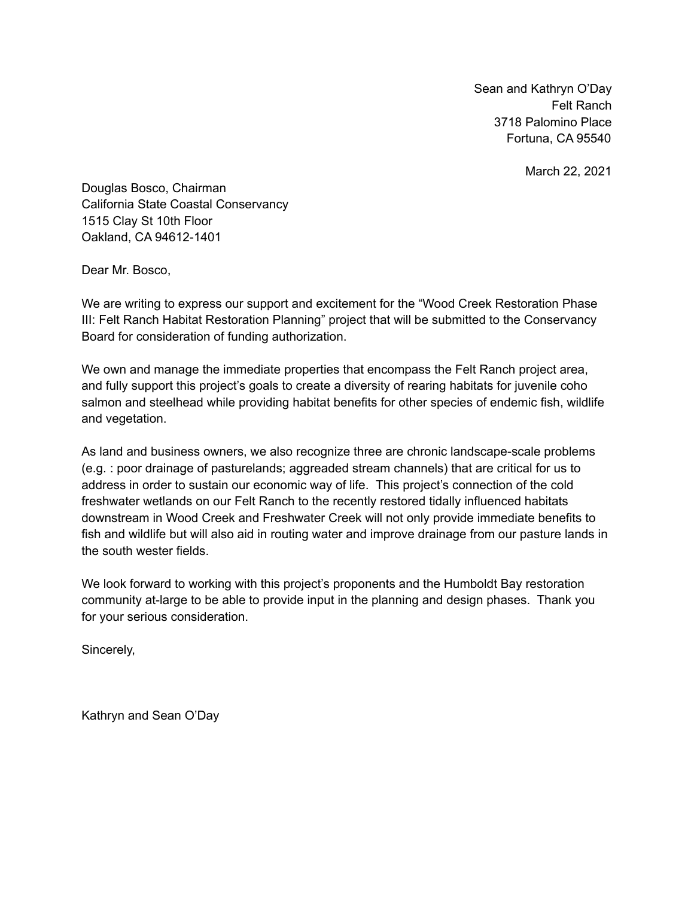Sean and Kathryn O'Day
Felt Ranch
3718 Palomino Place
Fortuna, CA 95540

March 22, 2021

Douglas Bosco, Chairman
California State Coastal Conservancy
1515 Clay St 10th Floor
Oakland, CA 94612-1401

Dear Mr. Bosco,

We are writing to express our support and excitement for the "Wood Creek Restoration Phase III: Felt Ranch Habitat Restoration Planning" project that will be submitted to the Conservancy Board for consideration of funding authorization.

We own and manage the immediate properties that encompass the Felt Ranch project area, and fully support this project's goals to create a diversity of rearing habitats for juvenile coho salmon and steelhead while providing habitat benefits for other species of endemic fish, wildlife and vegetation.

As land and business owners, we also recognize three are chronic landscape-scale problems (e.g. : poor drainage of pasturelands; aggreaded stream channels) that are critical for us to address in order to sustain our economic way of life. This project's connection of the cold freshwater wetlands on our Felt Ranch to the recently restored tidally influenced habitats downstream in Wood Creek and Freshwater Creek will not only provide immediate benefits to fish and wildlife but will also aid in routing water and improve drainage from our pasture lands in the south wester fields.

We look forward to working with this project's proponents and the Humboldt Bay restoration community at-large to be able to provide input in the planning and design phases. Thank you for your serious consideration.

Sincerely,

Kathryn and Sean O'Day